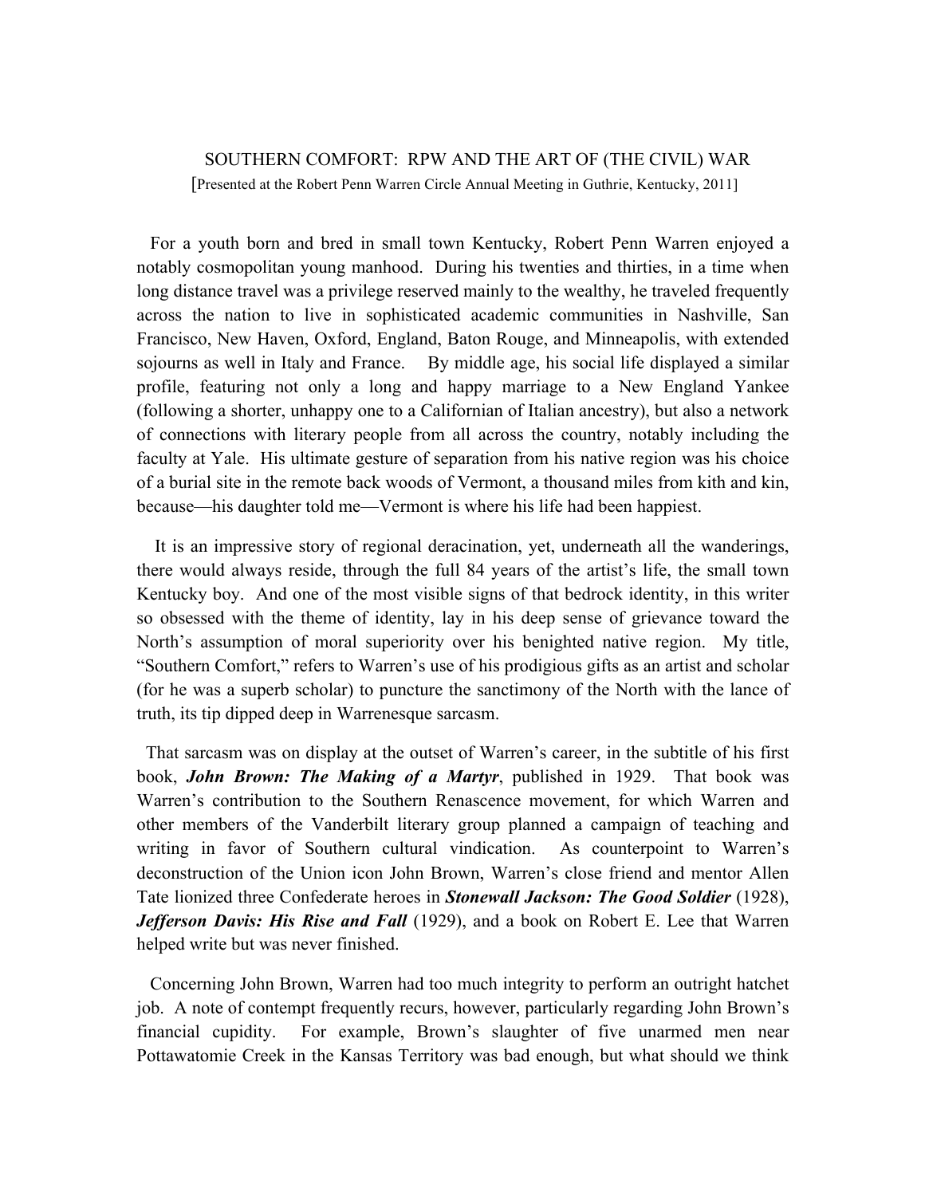# SOUTHERN COMFORT: RPW AND THE ART OF (THE CIVIL) WAR

[Presented at the Robert Penn Warren Circle Annual Meeting in Guthrie, Kentucky, 2011]

For a youth born and bred in small town Kentucky, Robert Penn Warren enjoyed a notably cosmopolitan young manhood. During his twenties and thirties, in a time when long distance travel was a privilege reserved mainly to the wealthy, he traveled frequently across the nation to live in sophisticated academic communities in Nashville, San Francisco, New Haven, Oxford, England, Baton Rouge, and Minneapolis, with extended sojourns as well in Italy and France. By middle age, his social life displayed a similar profile, featuring not only a long and happy marriage to a New England Yankee (following a shorter, unhappy one to a Californian of Italian ancestry), but also a network of connections with literary people from all across the country, notably including the faculty at Yale. His ultimate gesture of separation from his native region was his choice of a burial site in the remote back woods of Vermont, a thousand miles from kith and kin, because—his daughter told me—Vermont is where his life had been happiest.

It is an impressive story of regional deracination, yet, underneath all the wanderings, there would always reside, through the full 84 years of the artist's life, the small town Kentucky boy. And one of the most visible signs of that bedrock identity, in this writer so obsessed with the theme of identity, lay in his deep sense of grievance toward the North's assumption of moral superiority over his benighted native region. My title, "Southern Comfort," refers to Warren's use of his prodigious gifts as an artist and scholar (for he was a superb scholar) to puncture the sanctimony of the North with the lance of truth, its tip dipped deep in Warrenesque sarcasm.

That sarcasm was on display at the outset of Warren's career, in the subtitle of his first book, ***John Brown: The Making of a Martyr***, published in 1929. That book was Warren's contribution to the Southern Renascence movement, for which Warren and other members of the Vanderbilt literary group planned a campaign of teaching and writing in favor of Southern cultural vindication. As counterpoint to Warren's deconstruction of the Union icon John Brown, Warren's close friend and mentor Allen Tate lionized three Confederate heroes in ***Stonewall Jackson: The Good Soldier*** (1928), ***Jefferson Davis: His Rise and Fall*** (1929), and a book on Robert E. Lee that Warren helped write but was never finished.

Concerning John Brown, Warren had too much integrity to perform an outright hatchet job. A note of contempt frequently recurs, however, particularly regarding John Brown's financial cupidity. For example, Brown's slaughter of five unarmed men near Pottawatomie Creek in the Kansas Territory was bad enough, but what should we think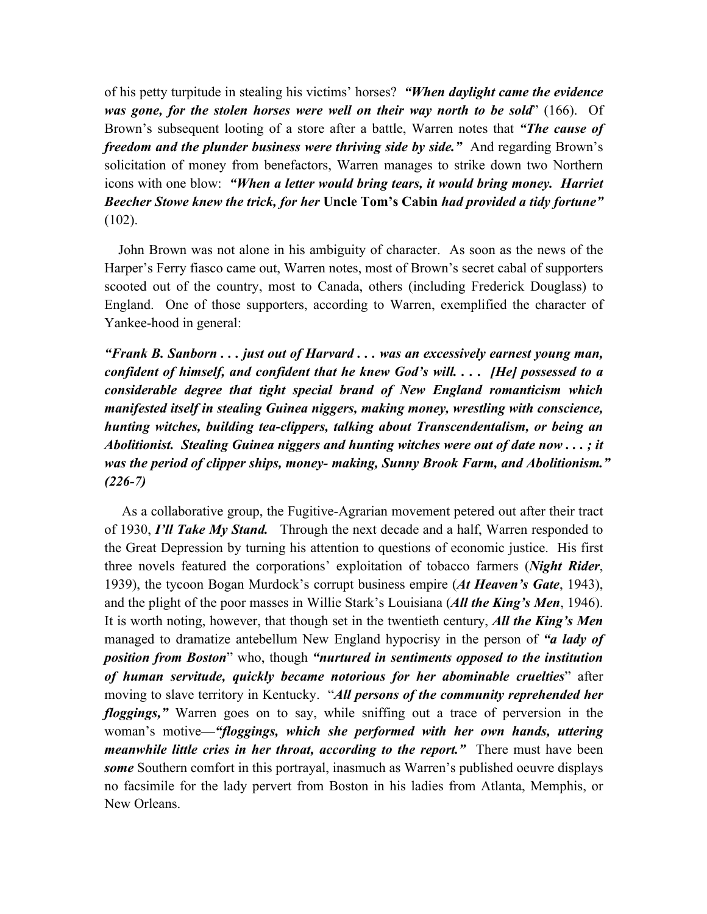of his petty turpitude in stealing his victims' horses? ***"When daylight came the evidence was gone, for the stolen horses were well on their way north to be sold***" (166). Of Brown's subsequent looting of a store after a battle, Warren notes that ***"The cause of freedom and the plunder business were thriving side by side."*** And regarding Brown's solicitation of money from benefactors, Warren manages to strike down two Northern icons with one blow: ***"When a letter would bring tears, it would bring money. Harriet Beecher Stowe knew the trick, for her* Uncle Tom's Cabin *had provided a tidy fortune"*** (102).

John Brown was not alone in his ambiguity of character. As soon as the news of the Harper's Ferry fiasco came out, Warren notes, most of Brown's secret cabal of supporters scooted out of the country, most to Canada, others (including Frederick Douglass) to England. One of those supporters, according to Warren, exemplified the character of Yankee-hood in general:

***"Frank B. Sanborn . . . just out of Harvard . . . was an excessively earnest young man, confident of himself, and confident that he knew God's will. . . . [He] possessed to a considerable degree that tight special brand of New England romanticism which manifested itself in stealing Guinea niggers, making money, wrestling with conscience, hunting witches, building tea-clippers, talking about Transcendentalism, or being an Abolitionist. Stealing Guinea niggers and hunting witches were out of date now . . . ; it was the period of clipper ships, money- making, Sunny Brook Farm, and Abolitionism." (226-7)***

As a collaborative group, the Fugitive-Agrarian movement petered out after their tract of 1930, ***I'll Take My Stand.*** Through the next decade and a half, Warren responded to the Great Depression by turning his attention to questions of economic justice. His first three novels featured the corporations' exploitation of tobacco farmers (***Night Rider***, 1939), the tycoon Bogan Murdock's corrupt business empire (***At Heaven's Gate***, 1943), and the plight of the poor masses in Willie Stark's Louisiana (***All the King's Men***, 1946). It is worth noting, however, that though set in the twentieth century, ***All the King's Men*** managed to dramatize antebellum New England hypocrisy in the person of ***"a lady of position from Boston***" who, though ***"nurtured in sentiments opposed to the institution of human servitude, quickly became notorious for her abominable cruelties***" after moving to slave territory in Kentucky. "***All persons of the community reprehended her floggings,"*** Warren goes on to say, while sniffing out a trace of perversion in the woman's motive**—*"floggings, which she performed with her own hands, uttering meanwhile little cries in her throat, according to the report."*** There must have been ***some*** Southern comfort in this portrayal, inasmuch as Warren's published oeuvre displays no facsimile for the lady pervert from Boston in his ladies from Atlanta, Memphis, or New Orleans.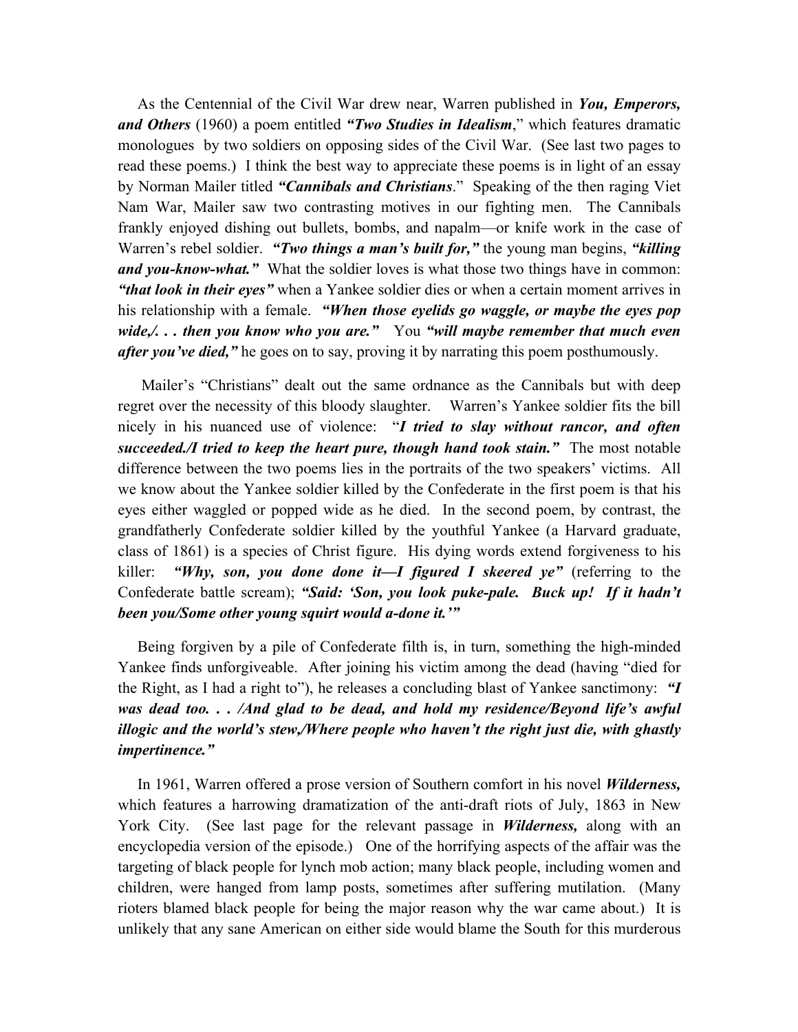As the Centennial of the Civil War drew near, Warren published in ***You, Emperors, and Others*** (1960) a poem entitled ***"Two Studies in Idealism***," which features dramatic monologues by two soldiers on opposing sides of the Civil War. (See last two pages to read these poems.) I think the best way to appreciate these poems is in light of an essay by Norman Mailer titled ***"Cannibals and Christians***." Speaking of the then raging Viet Nam War, Mailer saw two contrasting motives in our fighting men. The Cannibals frankly enjoyed dishing out bullets, bombs, and napalm—or knife work in the case of Warren's rebel soldier. ***"Two things a man's built for,"*** the young man begins, ***"killing and you-know-what."*** What the soldier loves is what those two things have in common: ***"that look in their eyes"*** when a Yankee soldier dies or when a certain moment arrives in his relationship with a female. ***"When those eyelids go waggle, or maybe the eyes pop wide,/. . . then you know who you are."*** You ***"will maybe remember that much even after you've died,"*** he goes on to say, proving it by narrating this poem posthumously.

Mailer's "Christians" dealt out the same ordnance as the Cannibals but with deep regret over the necessity of this bloody slaughter. Warren's Yankee soldier fits the bill nicely in his nuanced use of violence: "***I tried to slay without rancor, and often succeeded./I tried to keep the heart pure, though hand took stain."*** The most notable difference between the two poems lies in the portraits of the two speakers' victims. All we know about the Yankee soldier killed by the Confederate in the first poem is that his eyes either waggled or popped wide as he died. In the second poem, by contrast, the grandfatherly Confederate soldier killed by the youthful Yankee (a Harvard graduate, class of 1861) is a species of Christ figure. His dying words extend forgiveness to his killer: ***"Why, son, you done done it—I figured I skeered ye"*** (referring to the Confederate battle scream); ***"Said: 'Son, you look puke-pale. Buck up! If it hadn't been you/Some other young squirt would a-done it.'"***

Being forgiven by a pile of Confederate filth is, in turn, something the high-minded Yankee finds unforgiveable. After joining his victim among the dead (having "died for the Right, as I had a right to"), he releases a concluding blast of Yankee sanctimony: ***"I was dead too. . . /And glad to be dead, and hold my residence/Beyond life's awful illogic and the world's stew,/Where people who haven't the right just die, with ghastly impertinence."***

In 1961, Warren offered a prose version of Southern comfort in his novel ***Wilderness,*** which features a harrowing dramatization of the anti-draft riots of July, 1863 in New York City. (See last page for the relevant passage in ***Wilderness,*** along with an encyclopedia version of the episode.) One of the horrifying aspects of the affair was the targeting of black people for lynch mob action; many black people, including women and children, were hanged from lamp posts, sometimes after suffering mutilation. (Many rioters blamed black people for being the major reason why the war came about.) It is unlikely that any sane American on either side would blame the South for this murderous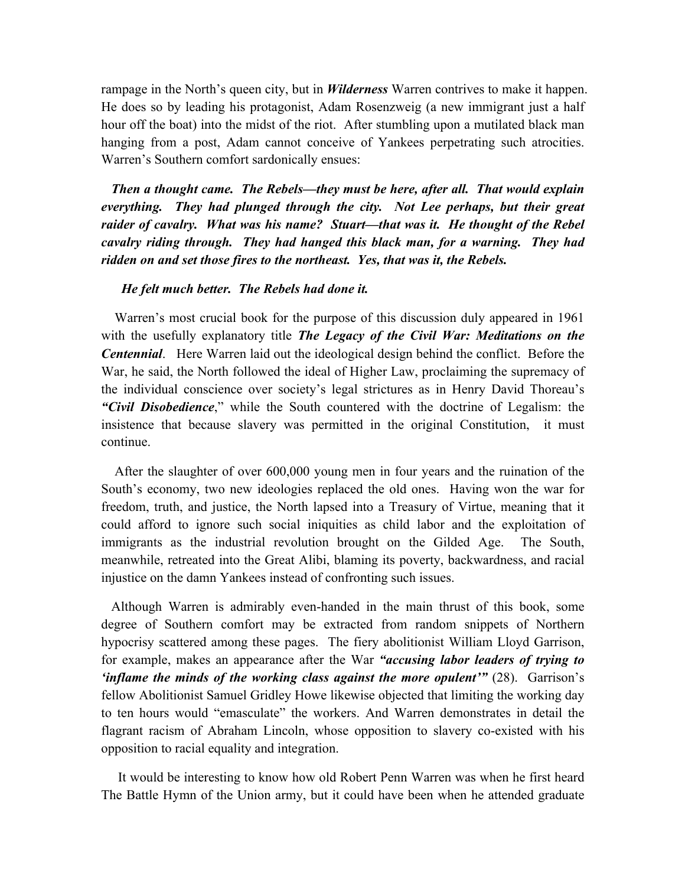rampage in the North's queen city, but in ***Wilderness*** Warren contrives to make it happen. He does so by leading his protagonist, Adam Rosenzweig (a new immigrant just a half hour off the boat) into the midst of the riot. After stumbling upon a mutilated black man hanging from a post, Adam cannot conceive of Yankees perpetrating such atrocities. Warren's Southern comfort sardonically ensues:

> ***Then a thought came. The Rebels—they must be here, after all. That would explain everything. They had plunged through the city. Not Lee perhaps, but their great raider of cavalry. What was his name? Stuart—that was it. He thought of the Rebel cavalry riding through. They had hanged this black man, for a warning. They had ridden on and set those fires to the northeast. Yes, that was it, the Rebels.***
>
> ***He felt much better. The Rebels had done it.***

Warren's most crucial book for the purpose of this discussion duly appeared in 1961 with the usefully explanatory title ***The Legacy of the Civil War: Meditations on the Centennial***. Here Warren laid out the ideological design behind the conflict. Before the War, he said, the North followed the ideal of Higher Law, proclaiming the supremacy of the individual conscience over society's legal strictures as in Henry David Thoreau's ***"Civil Disobedience***," while the South countered with the doctrine of Legalism: the insistence that because slavery was permitted in the original Constitution, it must continue.

After the slaughter of over 600,000 young men in four years and the ruination of the South's economy, two new ideologies replaced the old ones. Having won the war for freedom, truth, and justice, the North lapsed into a Treasury of Virtue, meaning that it could afford to ignore such social iniquities as child labor and the exploitation of immigrants as the industrial revolution brought on the Gilded Age. The South, meanwhile, retreated into the Great Alibi, blaming its poverty, backwardness, and racial injustice on the damn Yankees instead of confronting such issues.

Although Warren is admirably even-handed in the main thrust of this book, some degree of Southern comfort may be extracted from random snippets of Northern hypocrisy scattered among these pages. The fiery abolitionist William Lloyd Garrison, for example, makes an appearance after the War ***"accusing labor leaders of trying to 'inflame the minds of the working class against the more opulent'"*** (28). Garrison's fellow Abolitionist Samuel Gridley Howe likewise objected that limiting the working day to ten hours would "emasculate" the workers. And Warren demonstrates in detail the flagrant racism of Abraham Lincoln, whose opposition to slavery co-existed with his opposition to racial equality and integration.

It would be interesting to know how old Robert Penn Warren was when he first heard The Battle Hymn of the Union army, but it could have been when he attended graduate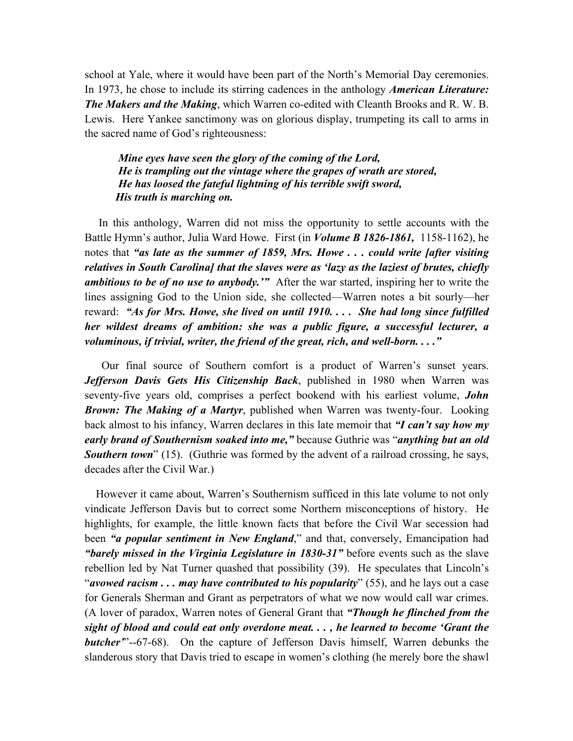school at Yale, where it would have been part of the North's Memorial Day ceremonies. In 1973, he chose to include its stirring cadences in the anthology ***American Literature: The Makers and the Making***, which Warren co-edited with Cleanth Brooks and R. W. B. Lewis. Here Yankee sanctimony was on glorious display, trumpeting its call to arms in the sacred name of God's righteousness:

> ***Mine eyes have seen the glory of the coming of the Lord,***
> ***He is trampling out the vintage where the grapes of wrath are stored,***
> ***He has loosed the fateful lightning of his terrible swift sword,***
> ***His truth is marching on.***

In this anthology, Warren did not miss the opportunity to settle accounts with the Battle Hymn's author, Julia Ward Howe. First (in ***Volume B 1826-1861,*** 1158-1162), he notes that ***"as late as the summer of 1859, Mrs. Howe . . . could write [after visiting relatives in South Carolina] that the slaves were as 'lazy as the laziest of brutes, chiefly ambitious to be of no use to anybody.'"*** After the war started, inspiring her to write the lines assigning God to the Union side, she collected—Warren notes a bit sourly—her reward: ***"As for Mrs. Howe, she lived on until 1910. . . . She had long since fulfilled her wildest dreams of ambition: she was a public figure, a successful lecturer, a voluminous, if trivial, writer, the friend of the great, rich, and well-born. . . ."***

Our final source of Southern comfort is a product of Warren's sunset years. ***Jefferson Davis Gets His Citizenship Back***, published in 1980 when Warren was seventy-five years old, comprises a perfect bookend with his earliest volume, ***John Brown: The Making of a Martyr***, published when Warren was twenty-four. Looking back almost to his infancy, Warren declares in this late memoir that ***"I can't say how my early brand of Southernism soaked into me,"*** because Guthrie was "***anything but an old Southern town***" (15). (Guthrie was formed by the advent of a railroad crossing, he says, decades after the Civil War.)

However it came about, Warren's Southernism sufficed in this late volume to not only vindicate Jefferson Davis but to correct some Northern misconceptions of history. He highlights, for example, the little known facts that before the Civil War secession had been ***"a popular sentiment in New England***," and that, conversely, Emancipation had ***"barely missed in the Virginia Legislature in 1830-31"*** before events such as the slave rebellion led by Nat Turner quashed that possibility (39). He speculates that Lincoln's "***avowed racism . . . may have contributed to his popularity***" (55), and he lays out a case for Generals Sherman and Grant as perpetrators of what we now would call war crimes. (A lover of paradox, Warren notes of General Grant that ***"Though he flinched from the sight of blood and could eat only overdone meat. . . , he learned to become 'Grant the butcher"***'--67-68). On the capture of Jefferson Davis himself, Warren debunks the slanderous story that Davis tried to escape in women's clothing (he merely bore the shawl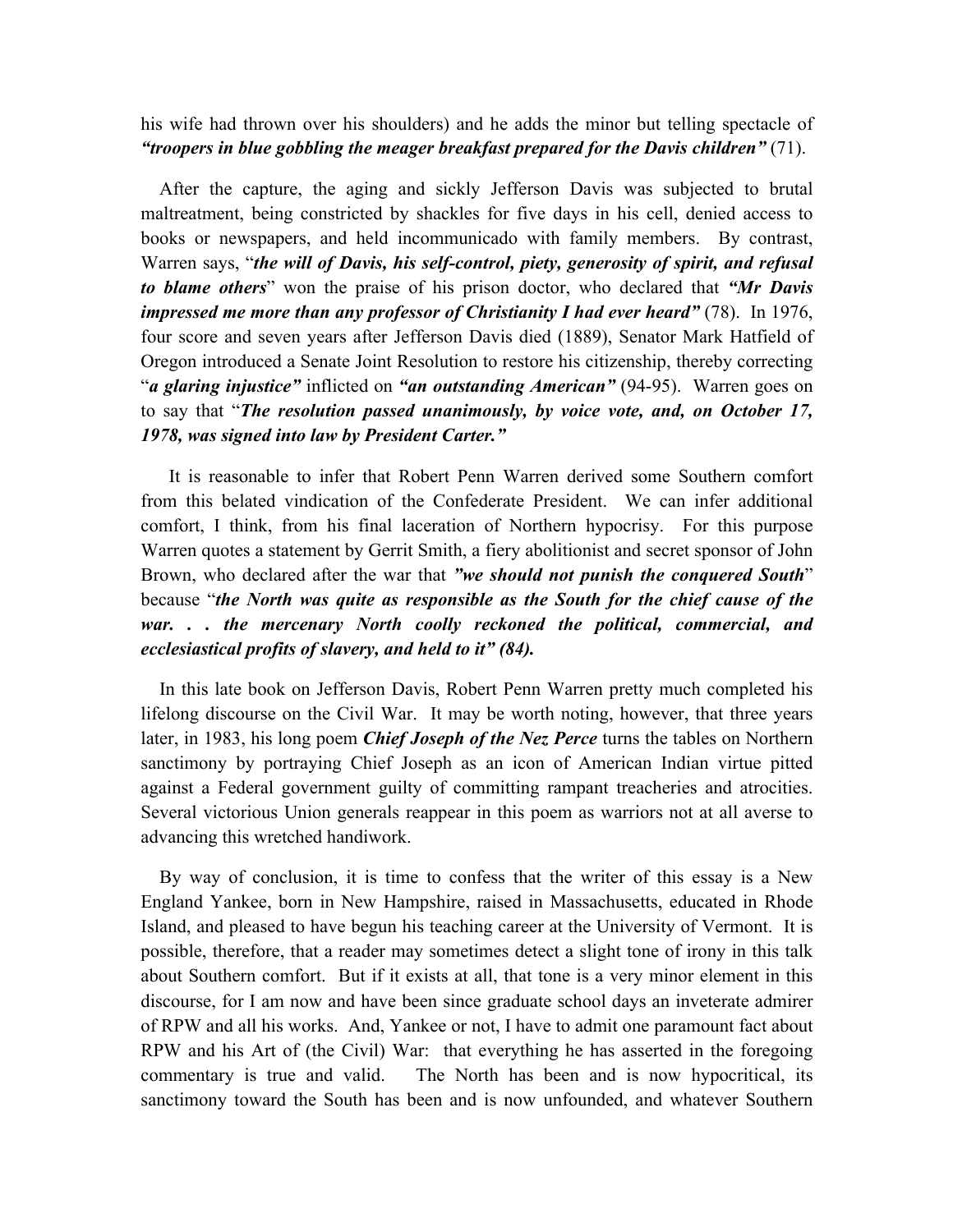his wife had thrown over his shoulders) and he adds the minor but telling spectacle of ***"troopers in blue gobbling the meager breakfast prepared for the Davis children"*** (71).

After the capture, the aging and sickly Jefferson Davis was subjected to brutal maltreatment, being constricted by shackles for five days in his cell, denied access to books or newspapers, and held incommunicado with family members. By contrast, Warren says, "***the will of Davis, his self-control, piety, generosity of spirit, and refusal to blame others***" won the praise of his prison doctor, who declared that ***"Mr Davis impressed me more than any professor of Christianity I had ever heard"*** (78). In 1976, four score and seven years after Jefferson Davis died (1889), Senator Mark Hatfield of Oregon introduced a Senate Joint Resolution to restore his citizenship, thereby correcting "***a glaring injustice"*** inflicted on ***"an outstanding American"*** (94-95). Warren goes on to say that "***The resolution passed unanimously, by voice vote, and, on October 17, 1978, was signed into law by President Carter."***

It is reasonable to infer that Robert Penn Warren derived some Southern comfort from this belated vindication of the Confederate President. We can infer additional comfort, I think, from his final laceration of Northern hypocrisy. For this purpose Warren quotes a statement by Gerrit Smith, a fiery abolitionist and secret sponsor of John Brown, who declared after the war that ***"we should not punish the conquered South***" because "***the North was quite as responsible as the South for the chief cause of the war. . . the mercenary North coolly reckoned the political, commercial, and ecclesiastical profits of slavery, and held to it" (84).***

In this late book on Jefferson Davis, Robert Penn Warren pretty much completed his lifelong discourse on the Civil War. It may be worth noting, however, that three years later, in 1983, his long poem ***Chief Joseph of the Nez Perce*** turns the tables on Northern sanctimony by portraying Chief Joseph as an icon of American Indian virtue pitted against a Federal government guilty of committing rampant treacheries and atrocities. Several victorious Union generals reappear in this poem as warriors not at all averse to advancing this wretched handiwork.

By way of conclusion, it is time to confess that the writer of this essay is a New England Yankee, born in New Hampshire, raised in Massachusetts, educated in Rhode Island, and pleased to have begun his teaching career at the University of Vermont. It is possible, therefore, that a reader may sometimes detect a slight tone of irony in this talk about Southern comfort. But if it exists at all, that tone is a very minor element in this discourse, for I am now and have been since graduate school days an inveterate admirer of RPW and all his works. And, Yankee or not, I have to admit one paramount fact about RPW and his Art of (the Civil) War: that everything he has asserted in the foregoing commentary is true and valid. The North has been and is now hypocritical, its sanctimony toward the South has been and is now unfounded, and whatever Southern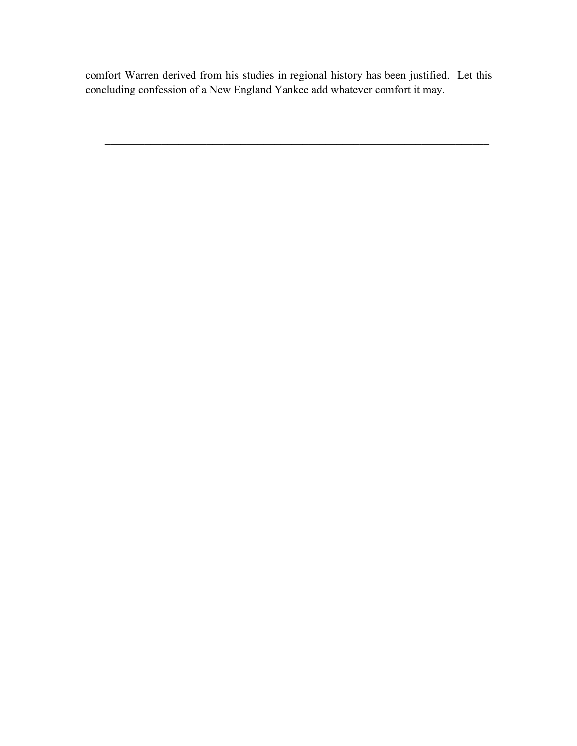comfort Warren derived from his studies in regional history has been justified.  Let this concluding confession of a New England Yankee add whatever comfort it may.

---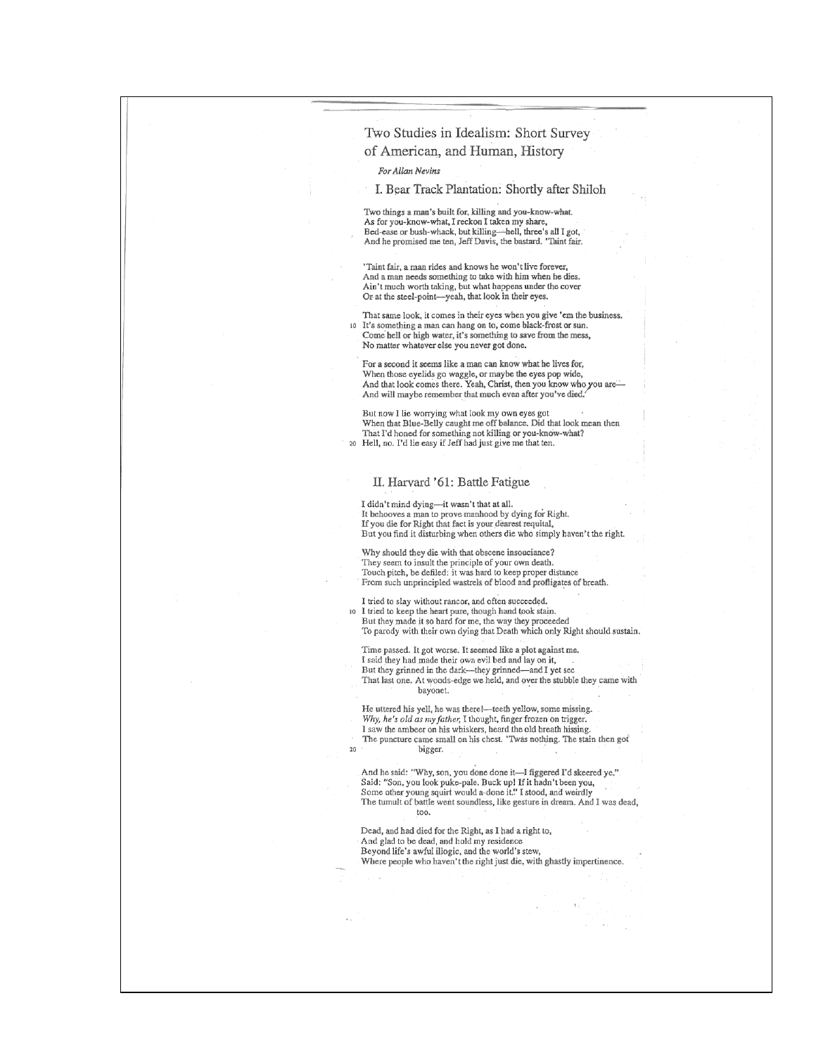## Two Studies in Idealism: Short Survey of American, and Human, History

*For Allan Nevins*

### I. Bear Track Plantation: Shortly after Shiloh

Two things a man's built for, killing and you-know-what.
As for you-know-what, I reckon I taken my share,
Bed-ease or bush-whack, but killing—hell, three's all I got,
And he promised me ten, Jeff Davis, the bastard. 'Taint fair.

'Taint fair, a man rides and knows he won't live forever,
And a man needs something to take with him when he dies.
Ain't much worth taking, but what happens under the cover
Or at the steel-point—yeah, that look in their eyes.

That same look, it comes in their eyes when you give 'em the business.
10 It's something a man can hang on to, come black-frost or sun.
Come hell or high water, it's something to save from the mess,
No matter whatever else you never got done.

For a second it seems like a man can know what he lives for,
When those eyelids go waggle, or maybe the eyes pop wide,
And that look comes there. Yeah, Christ, then you know who you are—
And will maybe remember that much even after you've died.

But now I lie worrying what look my own eyes got
When that Blue-Belly caught me off balance. Did that look mean then
That I'd honed for something not killing or you-know-what?
20 Hell, no. I'd lie easy if Jeff had just give me that ten.

### II. Harvard '61: Battle Fatigue

I didn't mind dying—it wasn't that at all.
It behooves a man to prove manhood by dying for Right.
If you die for Right that fact is your dearest requital,
But you find it disturbing when others die who simply haven't the right.

Why should they die with that obscene insouciance?
They seem to insult the principle of your own death.
Touch pitch, be defiled: it was hard to keep proper distance
From such unprincipled wastrels of blood and profligates of breath.

I tried to slay without rancor, and often succeeded.
10 I tried to keep the heart pure, though hand took stain.
But they made it so hard for me, the way they proceeded
To parody with their own dying that Death which only Right should sustain.

Time passed. It got worse. It seemed like a plot against me.
I said they had made their own evil bed and lay on it,
But they grinned in the dark—they grinned—and I yet see
That last one. At woods-edge we held, and over the stubble they came with bayonet.

He uttered his yell, he was there!—teeth yellow, some missing.
*Why, he's old as my father,* I thought, finger frozen on trigger.
I saw the ambeer on his whiskers, heard the old breath hissing.
20 The puncture came small on his chest. 'Twas nothing. The stain then got bigger.

And he said: "Why, son, you done done it—I figgered I'd skeered ye."
Said: "Son, you look puke-pale. Buck up! If it hadn't been you,
Some other young squirt would a-done it." I stood, and weirdly
The tumult of battle went soundless, like gesture in dream. And I was dead, too.

Dead, and had died for the Right, as I had a right to,
And glad to be dead, and hold my residence
Beyond life's awful illogic, and the world's stew,
Where people who haven't the right just die, with ghastly impertinence.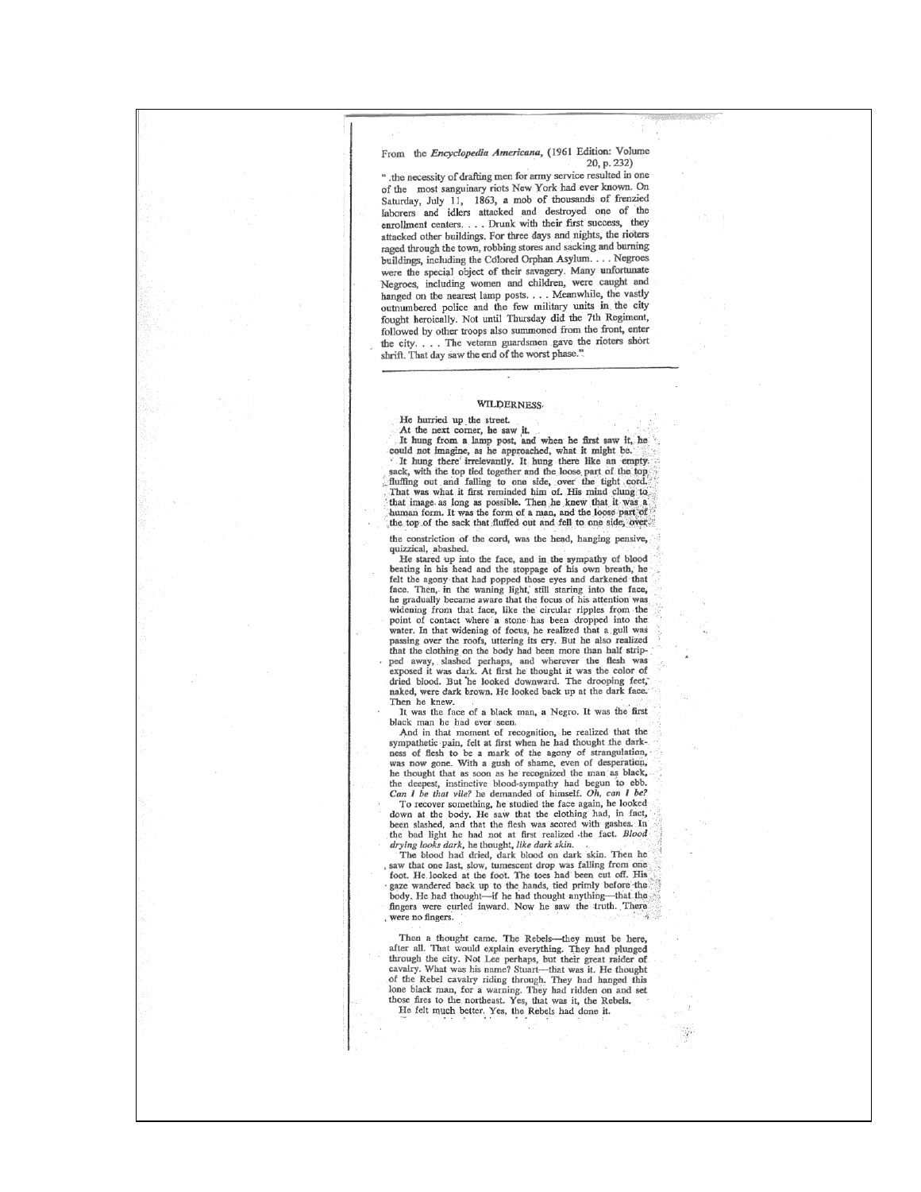From the *Encyclopedia Americana*, (1961 Edition: Volume 20, p. 232)

" .the necessity of drafting men for army service resulted in one of the most sanguinary riots New York had ever known. On Saturday, July 11, 1863, a mob of thousands of frenzied laborers and idlers attacked and destroyed one of the enrollment centers. . . . Drunk with their first success, they attacked other buildings. For three days and nights, the rioters raged through the town, robbing stores and sacking and burning buildings, including the Colored Orphan Asylum. . . . Negroes were the special object of their savagery. Many unfortunate Negroes, including women and children, were caught and hanged on the nearest lamp posts. . . . Meanwhile, the vastly outnumbered police and the few military units in the city fought heroically. Not until Thursday did the 7th Regiment, followed by other troops also summoned from the front, enter the city. . . . The veteran guardsmen gave the rioters short shrift. That day saw the end of the worst phase."

---

## WILDERNESS

He hurried up the street.

At the next corner, he saw it.

It hung from a lamp post, and when he first saw it, he could not imagine, as he approached, what it might be.

It hung there irrelevantly. It hung there like an empty sack, with the top tied together and the loose part of the top fluffing out and falling to one side, over the tight cord. That was what it first reminded him of. His mind clung to that image as long as possible. Then he knew that it was a human form. It was the form of a man, and the loose part of the top of the sack that fluffed out and fell to one side, over the constriction of the cord, was the head, hanging pensive, quizzical, abashed.

He stared up into the face, and in the sympathy of blood beating in his head and the stoppage of his own breath, he felt the agony that had popped those eyes and darkened that face. Then, in the waning light, still staring into the face, he gradually became aware that the focus of his attention was widening from that face, like the circular ripples from the point of contact where a stone has been dropped into the water. In that widening of focus, he realized that a gull was passing over the roofs, uttering its cry. But he also realized that the clothing on the body had been more than half stripped away, slashed perhaps, and wherever the flesh was exposed it was dark. At first he thought it was the color of dried blood. But he looked downward. The drooping feet, naked, were dark brown. He looked back up at the dark face. Then he knew.

It was the face of a black man, a Negro. It was the first black man he had ever seen.

And in that moment of recognition, he realized that the sympathetic pain, felt at first when he had thought the darkness of flesh to be a mark of the agony of strangulation, was now gone. With a gush of shame, even of desperation, he thought that as soon as he recognized the man as black, the deepest, instinctive blood-sympathy had begun to ebb. *Can I be that vile?* he demanded of himself. *Oh, can I be?*

To recover something, he studied the face again, he looked down at the body. He saw that the clothing had, in fact, been slashed, and that the flesh was scored with gashes. In the bad light he had not at first realized the fact. *Blood drying looks dark,* he thought, *like dark skin.*

The blood had dried, dark blood on dark skin. Then he saw that one last, slow, tumescent drop was falling from one foot. He looked at the foot. The toes had been cut off. His gaze wandered back up to the hands, tied primly before the body. He had thought—if he had thought anything—that the fingers were curled inward. Now he saw the truth. There were no fingers.

Then a thought came. The Rebels—they must be here, after all. That would explain everything. They had plunged through the city. Not Lee perhaps, but their great raider of cavalry. What was his name? Stuart—that was it. He thought of the Rebel cavalry riding through. They had hanged this lone black man, for a warning. They had ridden on and set those fires to the northeast. Yes, that was it, the Rebels.

He felt much better. Yes, the Rebels had done it.